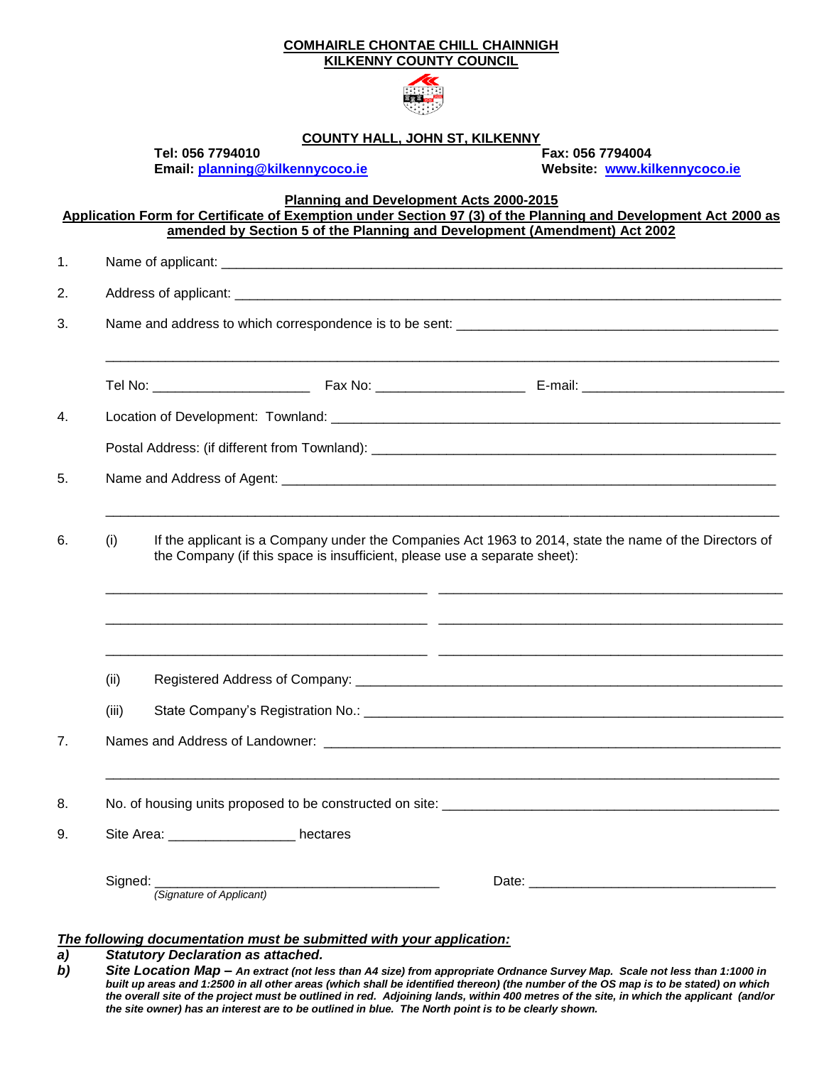**COMHAIRLE CHONTAE CHILL CHAINNIGH**
**KILKENNY COUNTY COUNCIL**

**COUNTY HALL, JOHN ST, KILKENNY**

**Tel: 056 7794010** **Fax: 056 7794004**
**Email: planning@kilkennycoco.ie** **Website: www.kilkennycoco.ie**

**Planning and Development Acts 2000-2015**
**Application Form for Certificate of Exemption under Section 97 (3) of the Planning and Development Act 2000 as amended by Section 5 of the Planning and Development (Amendment) Act 2002**

1. Name of applicant: ______________________________

2. Address of applicant: ______________________________

3. Name and address to which correspondence is to be sent: ______________________________

   ______________________________

   Tel No: ____________ Fax No: ____________ E-mail: ____________

4. Location of Development: Townland: ______________________________

   Postal Address: (if different from Townland): ______________________________

5. Name and Address of Agent: ______________________________

   ______________________________

6. (i) If the applicant is a Company under the Companies Act 1963 to 2014, state the name of the Directors of the Company (if this space is insufficient, please use a separate sheet):

   ______________________ ______________________

   ______________________ ______________________

   ______________________ ______________________

   (ii) Registered Address of Company: ______________________________

   (iii) State Company's Registration No.: ______________________________

7. Names and Address of Landowner: ______________________________

   ______________________________

8. No. of housing units proposed to be constructed on site: ______________________________

9. Site Area: ________________ hectares

Signed: ______________________________ Date: ______________________________
*(Signature of Applicant)*

***The following documentation must be submitted with your application:***

***a)*** ***Statutory Declaration as attached.***

***b)*** ***Site Location Map –*** ***An extract (not less than A4 size) from appropriate Ordnance Survey Map. Scale not less than 1:1000 in built up areas and 1:2500 in all other areas (which shall be identified thereon) (the number of the OS map is to be stated) on which the overall site of the project must be outlined in red. Adjoining lands, within 400 metres of the site, in which the applicant (and/or the site owner) has an interest are to be outlined in blue. The North point is to be clearly shown.***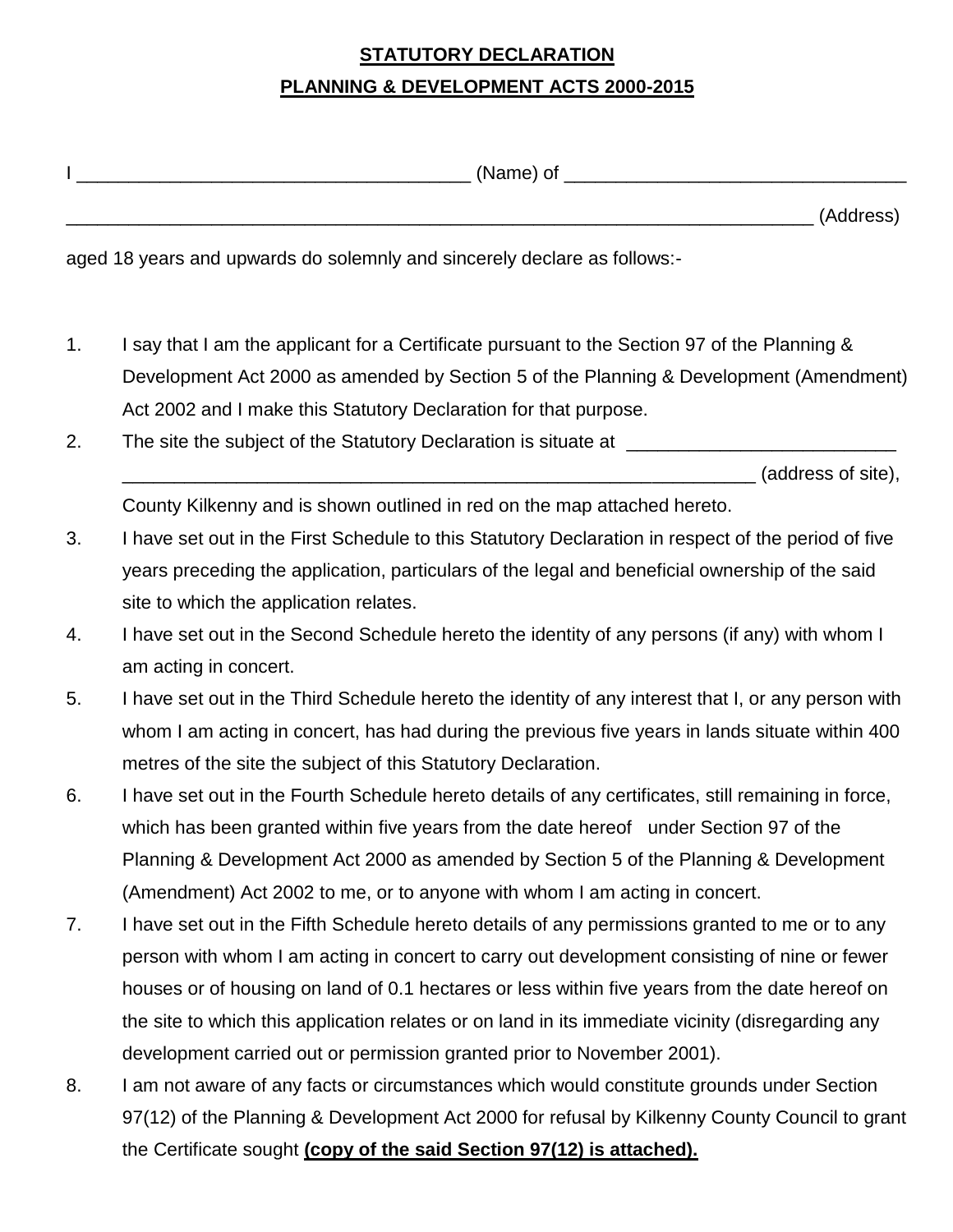**STATUTORY DECLARATION**

**PLANNING & DEVELOPMENT ACTS 2000-2015**

I ______________________________________ (Name) of _________________________________

__________________________________________________________________________ (Address)

aged 18 years and upwards do solemnly and sincerely declare as follows:-

1. I say that I am the applicant for a Certificate pursuant to the Section 97 of the Planning & Development Act 2000 as amended by Section 5 of the Planning & Development (Amendment) Act 2002 and I make this Statutory Declaration for that purpose.
2. The site the subject of the Statutory Declaration is situate at __________________________ _______________________________________________________________ (address of site), County Kilkenny and is shown outlined in red on the map attached hereto.
3. I have set out in the First Schedule to this Statutory Declaration in respect of the period of five years preceding the application, particulars of the legal and beneficial ownership of the said site to which the application relates.
4. I have set out in the Second Schedule hereto the identity of any persons (if any) with whom I am acting in concert.
5. I have set out in the Third Schedule hereto the identity of any interest that I, or any person with whom I am acting in concert, has had during the previous five years in lands situate within 400 metres of the site the subject of this Statutory Declaration.
6. I have set out in the Fourth Schedule hereto details of any certificates, still remaining in force, which has been granted within five years from the date hereof under Section 97 of the Planning & Development Act 2000 as amended by Section 5 of the Planning & Development (Amendment) Act 2002 to me, or to anyone with whom I am acting in concert.
7. I have set out in the Fifth Schedule hereto details of any permissions granted to me or to any person with whom I am acting in concert to carry out development consisting of nine or fewer houses or of housing on land of 0.1 hectares or less within five years from the date hereof on the site to which this application relates or on land in its immediate vicinity (disregarding any development carried out or permission granted prior to November 2001).
8. I am not aware of any facts or circumstances which would constitute grounds under Section 97(12) of the Planning & Development Act 2000 for refusal by Kilkenny County Council to grant the Certificate sought **(copy of the said Section 97(12) is attached).**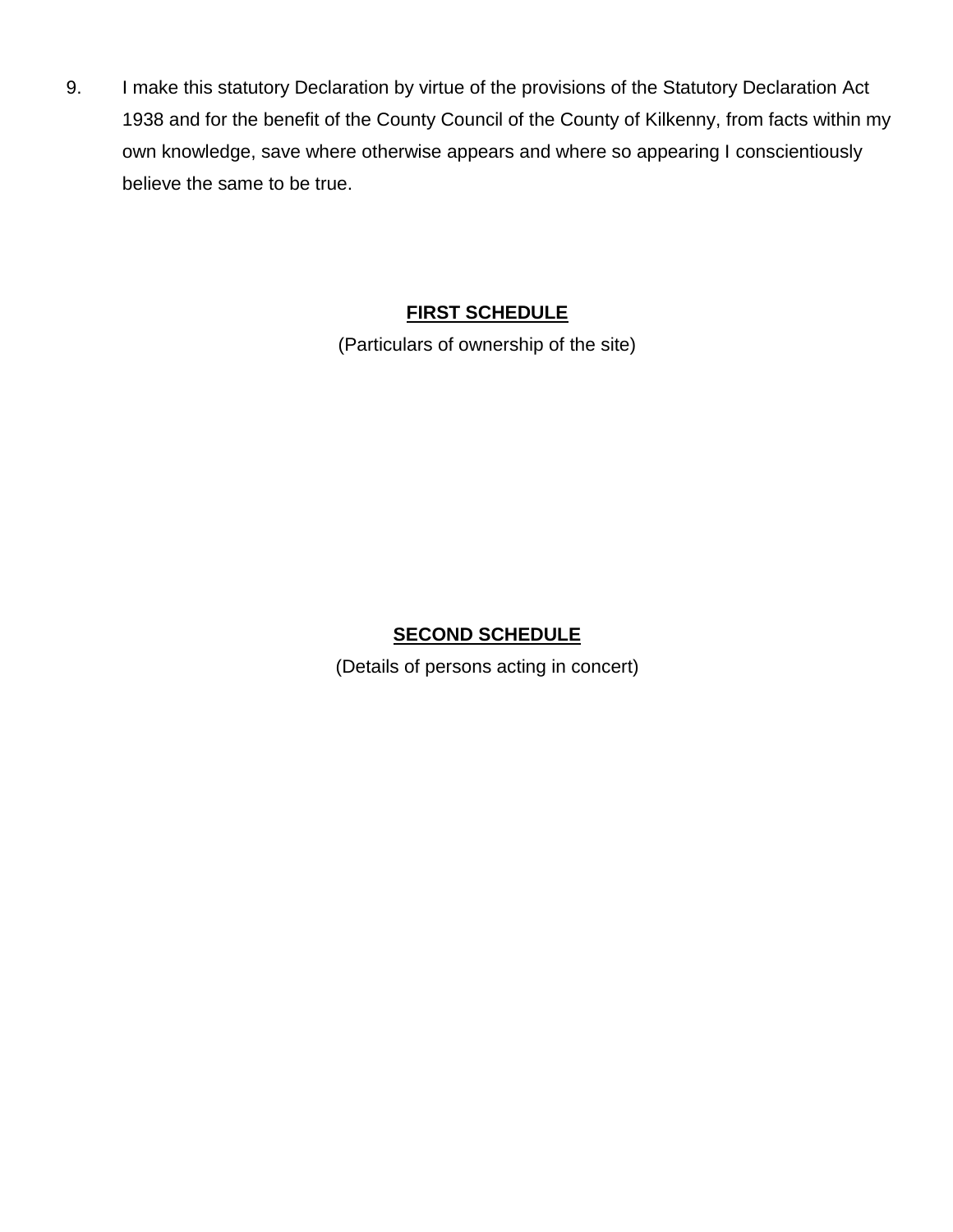9. I make this statutory Declaration by virtue of the provisions of the Statutory Declaration Act 1938 and for the benefit of the County Council of the County of Kilkenny, from facts within my own knowledge, save where otherwise appears and where so appearing I conscientiously believe the same to be true.

**FIRST SCHEDULE**

(Particulars of ownership of the site)

**SECOND SCHEDULE**

(Details of persons acting in concert)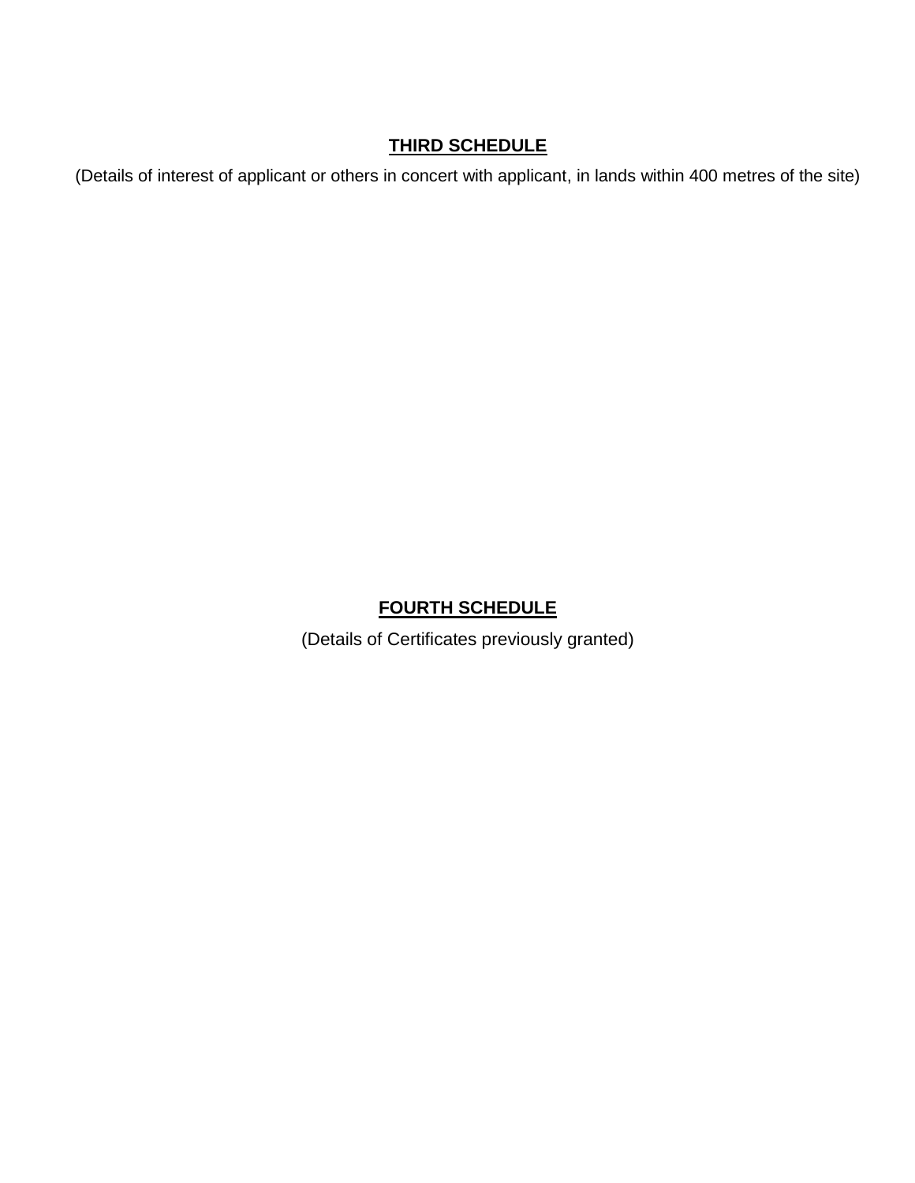## THIRD SCHEDULE

(Details of interest of applicant or others in concert with applicant, in lands within 400 metres of the site)

## FOURTH SCHEDULE

(Details of Certificates previously granted)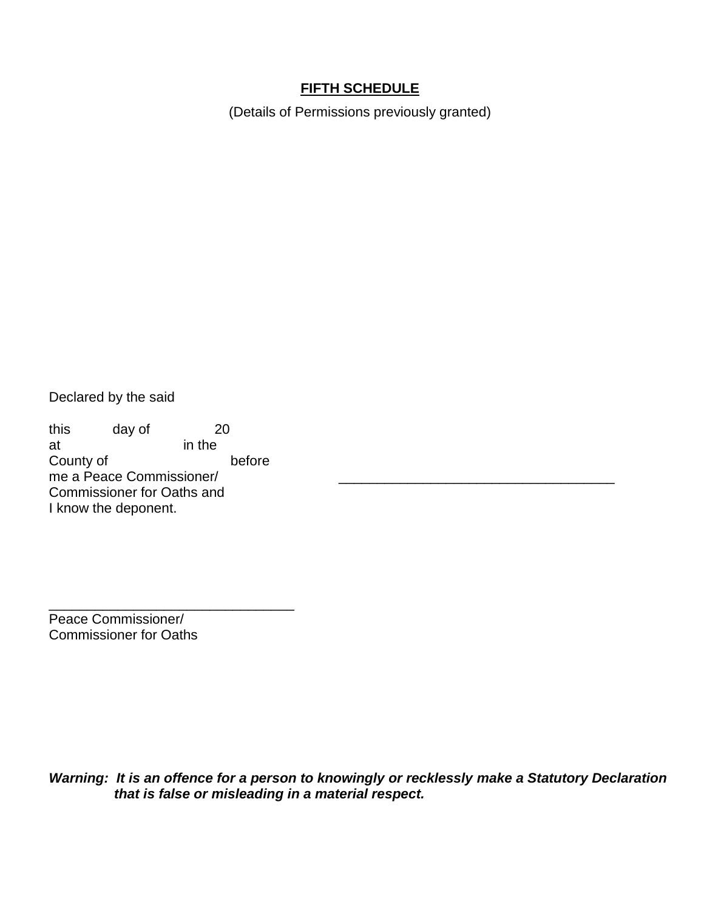**FIFTH SCHEDULE**

(Details of Permissions previously granted)

Declared by the said

this day of 20
at in the
County of before
me a Peace Commissioner/ ___________________________________
Commissioner for Oaths and
I know the deponent.

_______________________________
Peace Commissioner/
Commissioner for Oaths

***Warning: It is an offence for a person to knowingly or recklessly make a Statutory Declaration that is false or misleading in a material respect.***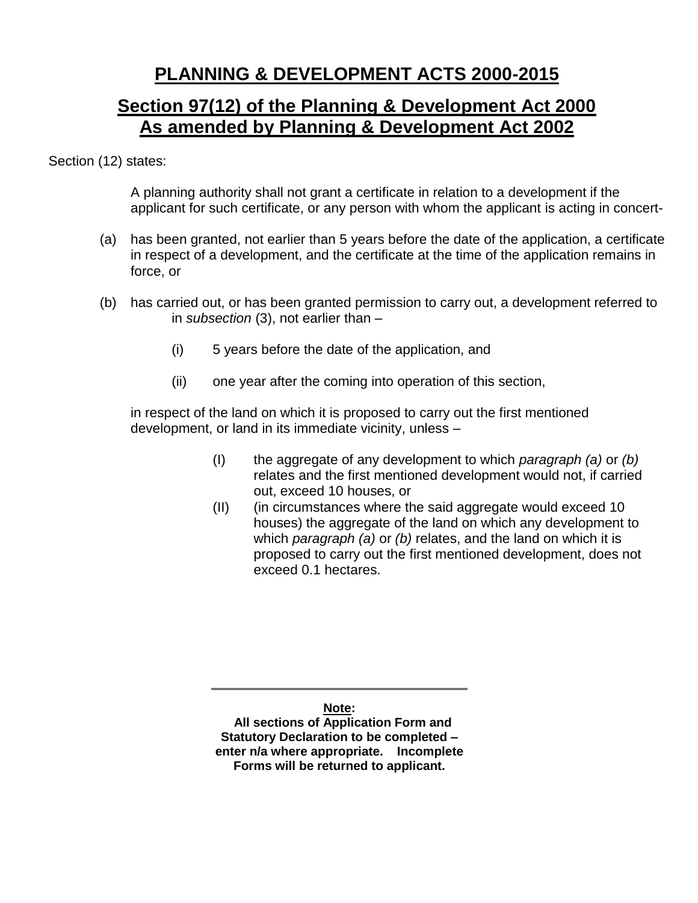# PLANNING & DEVELOPMENT ACTS 2000-2015

## Section 97(12) of the Planning & Development Act 2000 As amended by Planning & Development Act 2002

Section (12) states:

A planning authority shall not grant a certificate in relation to a development if the applicant for such certificate, or any person with whom the applicant is acting in concert-

(a) has been granted, not earlier than 5 years before the date of the application, a certificate in respect of a development, and the certificate at the time of the application remains in force, or

(b) has carried out, or has been granted permission to carry out, a development referred to in *subsection* (3), not earlier than –

- (i) 5 years before the date of the application, and
- (ii) one year after the coming into operation of this section,

in respect of the land on which it is proposed to carry out the first mentioned development, or land in its immediate vicinity, unless –

- (I) the aggregate of any development to which *paragraph (a)* or *(b)* relates and the first mentioned development would not, if carried out, exceed 10 houses, or
- (II) (in circumstances where the said aggregate would exceed 10 houses) the aggregate of the land on which any development to which *paragraph (a)* or *(b)* relates, and the land on which it is proposed to carry out the first mentioned development, does not exceed 0.1 hectares.

---

**Note:**
**All sections of Application Form and Statutory Declaration to be completed – enter n/a where appropriate. Incomplete Forms will be returned to applicant.**